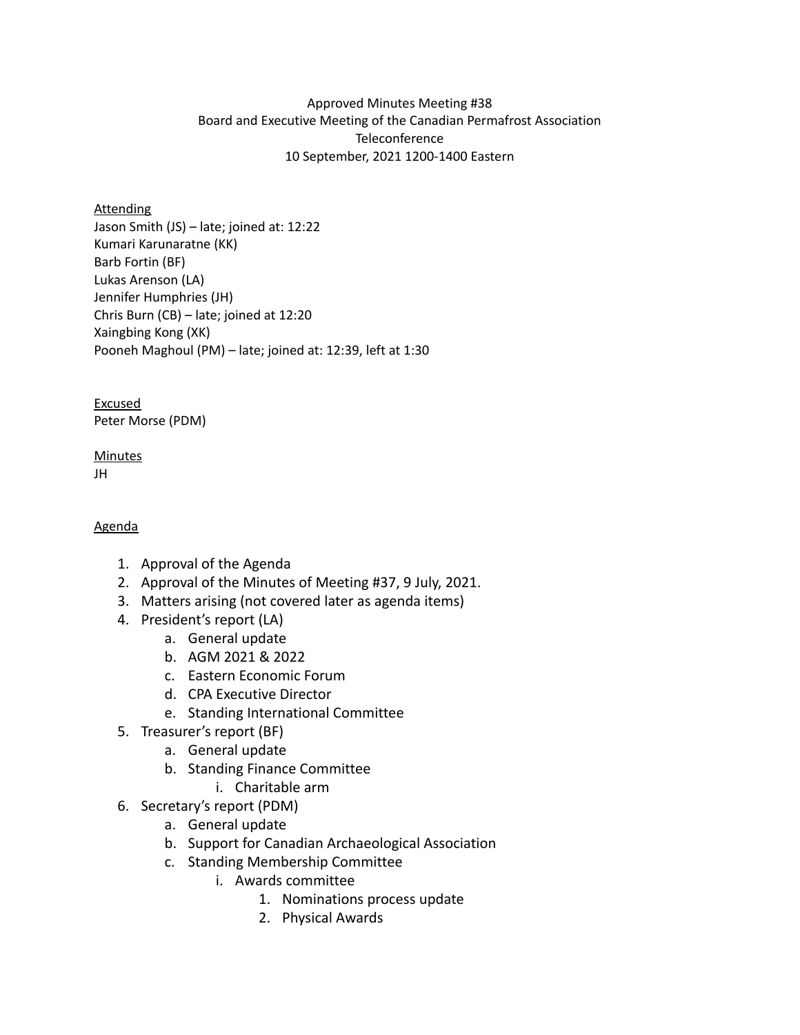Approved Minutes Meeting #38
Board and Executive Meeting of the Canadian Permafrost Association
Teleconference
10 September, 2021 1200-1400 Eastern

Attending
Jason Smith (JS) – late; joined at: 12:22
Kumari Karunaratne (KK)
Barb Fortin (BF)
Lukas Arenson (LA)
Jennifer Humphries (JH)
Chris Burn (CB) – late; joined at 12:20
Xaingbing Kong (XK)
Pooneh Maghoul (PM) – late; joined at: 12:39, left at 1:30

Excused
Peter Morse (PDM)

Minutes
JH

Agenda

1. Approval of the Agenda
2. Approval of the Minutes of Meeting #37, 9 July, 2021.
3. Matters arising (not covered later as agenda items)
4. President's report (LA)
    a. General update
    b. AGM 2021 & 2022
    c. Eastern Economic Forum
    d. CPA Executive Director
    e. Standing International Committee
5. Treasurer's report (BF)
    a. General update
    b. Standing Finance Committee
        i. Charitable arm
6. Secretary's report (PDM)
    a. General update
    b. Support for Canadian Archaeological Association
    c. Standing Membership Committee
        i. Awards committee
            1. Nominations process update
            2. Physical Awards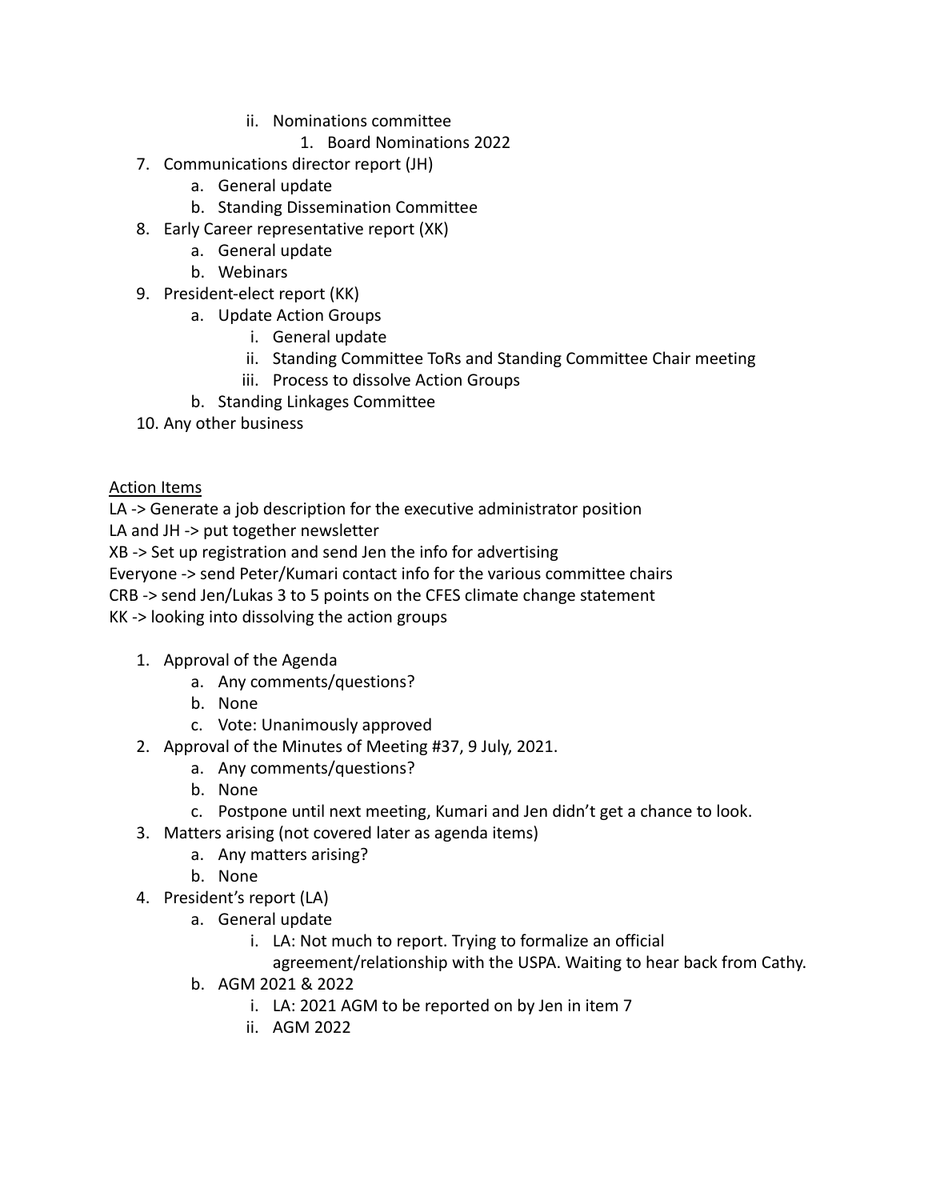- ii. Nominations committee
            1. Board Nominations 2022
7. Communications director report (JH)
    - a. General update
    - b. Standing Dissemination Committee
8. Early Career representative report (XK)
    - a. General update
    - b. Webinars
9. President-elect report (KK)
    - a. Update Action Groups
        - i. General update
        - ii. Standing Committee ToRs and Standing Committee Chair meeting
        - iii. Process to dissolve Action Groups
    - b. Standing Linkages Committee
10. Any other business

<u>Action Items</u>

LA -> Generate a job description for the executive administrator position
LA and JH -> put together newsletter
XB -> Set up registration and send Jen the info for advertising
Everyone -> send Peter/Kumari contact info for the various committee chairs
CRB -> send Jen/Lukas 3 to 5 points on the CFES climate change statement
KK -> looking into dissolving the action groups

1. Approval of the Agenda
    - a. Any comments/questions?
    - b. None
    - c. Vote: Unanimously approved
2. Approval of the Minutes of Meeting #37, 9 July, 2021.
    - a. Any comments/questions?
    - b. None
    - c. Postpone until next meeting, Kumari and Jen didn't get a chance to look.
3. Matters arising (not covered later as agenda items)
    - a. Any matters arising?
    - b. None
4. President's report (LA)
    - a. General update
        - i. LA: Not much to report. Trying to formalize an official agreement/relationship with the USPA. Waiting to hear back from Cathy.
    - b. AGM 2021 & 2022
        - i. LA: 2021 AGM to be reported on by Jen in item 7
        - ii. AGM 2022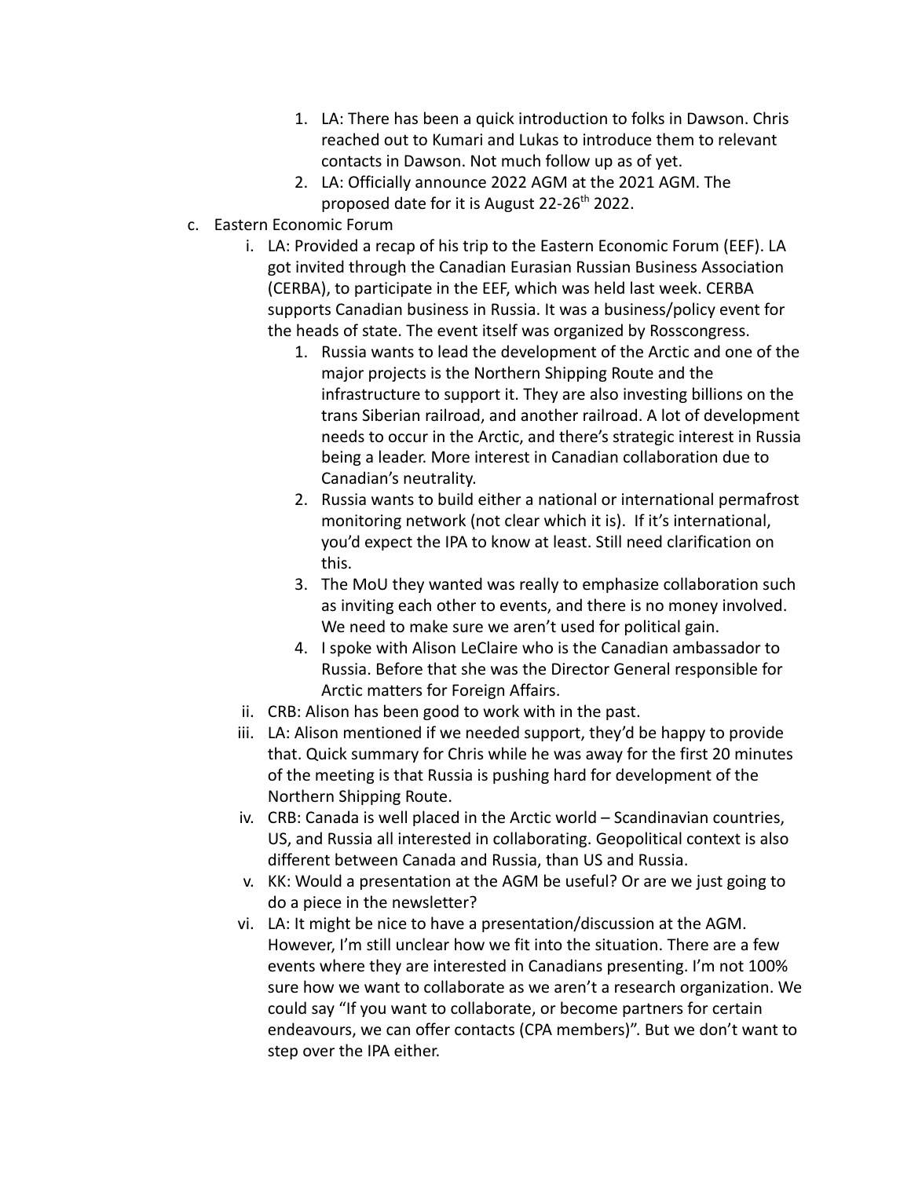1. LA: There has been a quick introduction to folks in Dawson. Chris reached out to Kumari and Lukas to introduce them to relevant contacts in Dawson. Not much follow up as of yet.
2. LA: Officially announce 2022 AGM at the 2021 AGM. The proposed date for it is August 22-26th 2022.

c. Eastern Economic Forum

   i. LA: Provided a recap of his trip to the Eastern Economic Forum (EEF). LA got invited through the Canadian Eurasian Russian Business Association (CERBA), to participate in the EEF, which was held last week. CERBA supports Canadian business in Russia. It was a business/policy event for the heads of state. The event itself was organized by Rosscongress.

      1. Russia wants to lead the development of the Arctic and one of the major projects is the Northern Shipping Route and the infrastructure to support it. They are also investing billions on the trans Siberian railroad, and another railroad. A lot of development needs to occur in the Arctic, and there's strategic interest in Russia being a leader. More interest in Canadian collaboration due to Canadian's neutrality.
      2. Russia wants to build either a national or international permafrost monitoring network (not clear which it is). If it's international, you'd expect the IPA to know at least. Still need clarification on this.
      3. The MoU they wanted was really to emphasize collaboration such as inviting each other to events, and there is no money involved. We need to make sure we aren't used for political gain.
      4. I spoke with Alison LeClaire who is the Canadian ambassador to Russia. Before that she was the Director General responsible for Arctic matters for Foreign Affairs.

   ii. CRB: Alison has been good to work with in the past.

   iii. LA: Alison mentioned if we needed support, they'd be happy to provide that. Quick summary for Chris while he was away for the first 20 minutes of the meeting is that Russia is pushing hard for development of the Northern Shipping Route.

   iv. CRB: Canada is well placed in the Arctic world – Scandinavian countries, US, and Russia all interested in collaborating. Geopolitical context is also different between Canada and Russia, than US and Russia.

   v. KK: Would a presentation at the AGM be useful? Or are we just going to do a piece in the newsletter?

   vi. LA: It might be nice to have a presentation/discussion at the AGM. However, I'm still unclear how we fit into the situation. There are a few events where they are interested in Canadians presenting. I'm not 100% sure how we want to collaborate as we aren't a research organization. We could say "If you want to collaborate, or become partners for certain endeavours, we can offer contacts (CPA members)". But we don't want to step over the IPA either.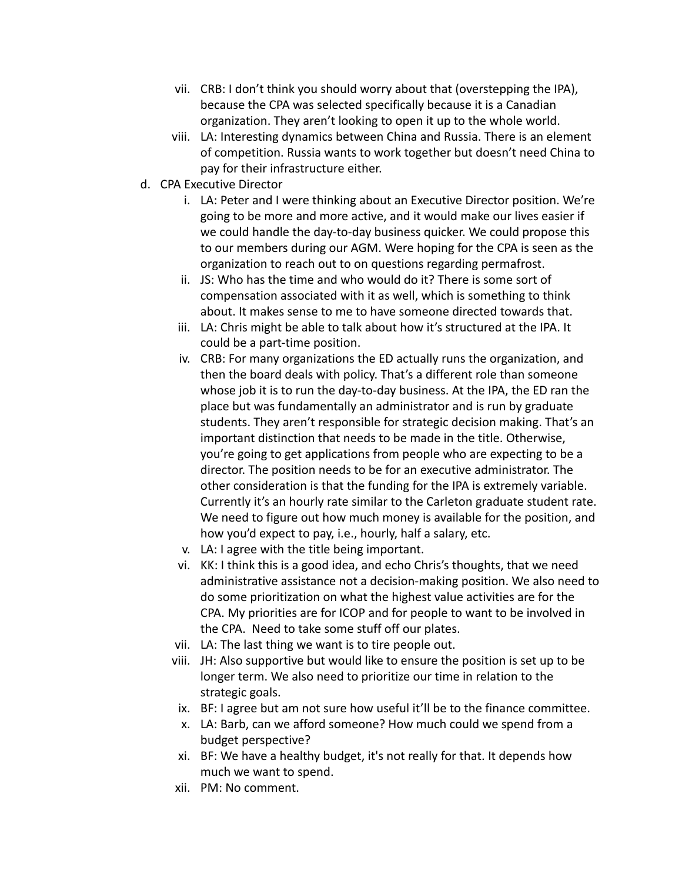vii. CRB: I don't think you should worry about that (overstepping the IPA), because the CPA was selected specifically because it is a Canadian organization. They aren't looking to open it up to the whole world.

viii. LA: Interesting dynamics between China and Russia. There is an element of competition. Russia wants to work together but doesn't need China to pay for their infrastructure either.

d. CPA Executive Director

i. LA: Peter and I were thinking about an Executive Director position. We're going to be more and more active, and it would make our lives easier if we could handle the day-to-day business quicker. We could propose this to our members during our AGM. Were hoping for the CPA is seen as the organization to reach out to on questions regarding permafrost.

ii. JS: Who has the time and who would do it? There is some sort of compensation associated with it as well, which is something to think about. It makes sense to me to have someone directed towards that.

iii. LA: Chris might be able to talk about how it's structured at the IPA. It could be a part-time position.

iv. CRB: For many organizations the ED actually runs the organization, and then the board deals with policy. That's a different role than someone whose job it is to run the day-to-day business. At the IPA, the ED ran the place but was fundamentally an administrator and is run by graduate students. They aren't responsible for strategic decision making. That's an important distinction that needs to be made in the title. Otherwise, you're going to get applications from people who are expecting to be a director. The position needs to be for an executive administrator. The other consideration is that the funding for the IPA is extremely variable. Currently it's an hourly rate similar to the Carleton graduate student rate. We need to figure out how much money is available for the position, and how you'd expect to pay, i.e., hourly, half a salary, etc.

v. LA: I agree with the title being important.

vi. KK: I think this is a good idea, and echo Chris's thoughts, that we need administrative assistance not a decision-making position. We also need to do some prioritization on what the highest value activities are for the CPA. My priorities are for ICOP and for people to want to be involved in the CPA. Need to take some stuff off our plates.

vii. LA: The last thing we want is to tire people out.

viii. JH: Also supportive but would like to ensure the position is set up to be longer term. We also need to prioritize our time in relation to the strategic goals.

ix. BF: I agree but am not sure how useful it'll be to the finance committee.

x. LA: Barb, can we afford someone? How much could we spend from a budget perspective?

xi. BF: We have a healthy budget, it's not really for that. It depends how much we want to spend.

xii. PM: No comment.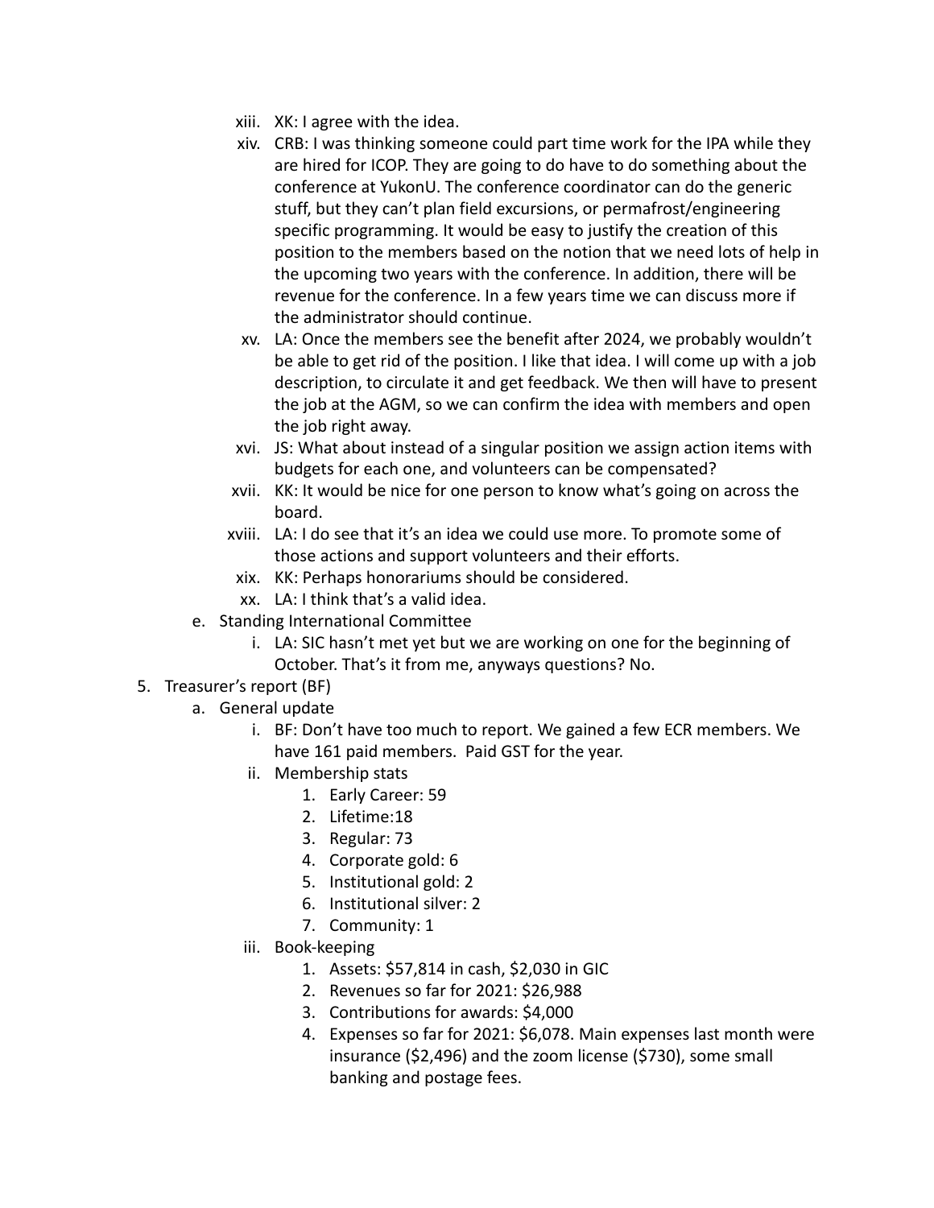xiii. XK: I agree with the idea.

xiv. CRB: I was thinking someone could part time work for the IPA while they are hired for ICOP. They are going to do have to do something about the conference at YukonU. The conference coordinator can do the generic stuff, but they can't plan field excursions, or permafrost/engineering specific programming. It would be easy to justify the creation of this position to the members based on the notion that we need lots of help in the upcoming two years with the conference. In addition, there will be revenue for the conference. In a few years time we can discuss more if the administrator should continue.

xv. LA: Once the members see the benefit after 2024, we probably wouldn't be able to get rid of the position. I like that idea. I will come up with a job description, to circulate it and get feedback. We then will have to present the job at the AGM, so we can confirm the idea with members and open the job right away.

xvi. JS: What about instead of a singular position we assign action items with budgets for each one, and volunteers can be compensated?

xvii. KK: It would be nice for one person to know what's going on across the board.

xviii. LA: I do see that it's an idea we could use more. To promote some of those actions and support volunteers and their efforts.

xix. KK: Perhaps honorariums should be considered.

xx. LA: I think that's a valid idea.

e. Standing International Committee

   i. LA: SIC hasn't met yet but we are working on one for the beginning of October. That's it from me, anyways questions? No.

5. Treasurer's report (BF)
   a. General update
      i. BF: Don't have too much to report. We gained a few ECR members. We have 161 paid members. Paid GST for the year.
      ii. Membership stats
         1. Early Career: 59
         2. Lifetime:18
         3. Regular: 73
         4. Corporate gold: 6
         5. Institutional gold: 2
         6. Institutional silver: 2
         7. Community: 1
      iii. Book-keeping
         1. Assets: $57,814 in cash, $2,030 in GIC
         2. Revenues so far for 2021: $26,988
         3. Contributions for awards: $4,000
         4. Expenses so far for 2021: $6,078. Main expenses last month were insurance ($2,496) and the zoom license ($730), some small banking and postage fees.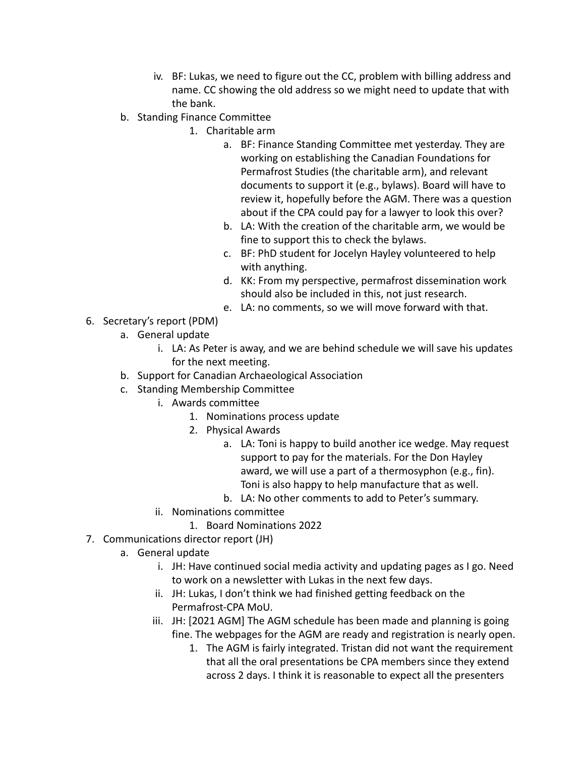iv. BF: Lukas, we need to figure out the CC, problem with billing address and name. CC showing the old address so we might need to update that with the bank.
    b. Standing Finance Committee
        1. Charitable arm
            a. BF: Finance Standing Committee met yesterday. They are working on establishing the Canadian Foundations for Permafrost Studies (the charitable arm), and relevant documents to support it (e.g., bylaws). Board will have to review it, hopefully before the AGM. There was a question about if the CPA could pay for a lawyer to look this over?
            b. LA: With the creation of the charitable arm, we would be fine to support this to check the bylaws.
            c. BF: PhD student for Jocelyn Hayley volunteered to help with anything.
            d. KK: From my perspective, permafrost dissemination work should also be included in this, not just research.
            e. LA: no comments, so we will move forward with that.

6. Secretary's report (PDM)
    a. General update
        i. LA: As Peter is away, and we are behind schedule we will save his updates for the next meeting.
    b. Support for Canadian Archaeological Association
    c. Standing Membership Committee
        i. Awards committee
            1. Nominations process update
            2. Physical Awards
                a. LA: Toni is happy to build another ice wedge. May request support to pay for the materials. For the Don Hayley award, we will use a part of a thermosyphon (e.g., fin). Toni is also happy to help manufacture that as well.
                b. LA: No other comments to add to Peter's summary.
        ii. Nominations committee
            1. Board Nominations 2022

7. Communications director report (JH)
    a. General update
        i. JH: Have continued social media activity and updating pages as I go. Need to work on a newsletter with Lukas in the next few days.
        ii. JH: Lukas, I don't think we had finished getting feedback on the Permafrost-CPA MoU.
        iii. JH: [2021 AGM] The AGM schedule has been made and planning is going fine. The webpages for the AGM are ready and registration is nearly open.
            1. The AGM is fairly integrated. Tristan did not want the requirement that all the oral presentations be CPA members since they extend across 2 days. I think it is reasonable to expect all the presenters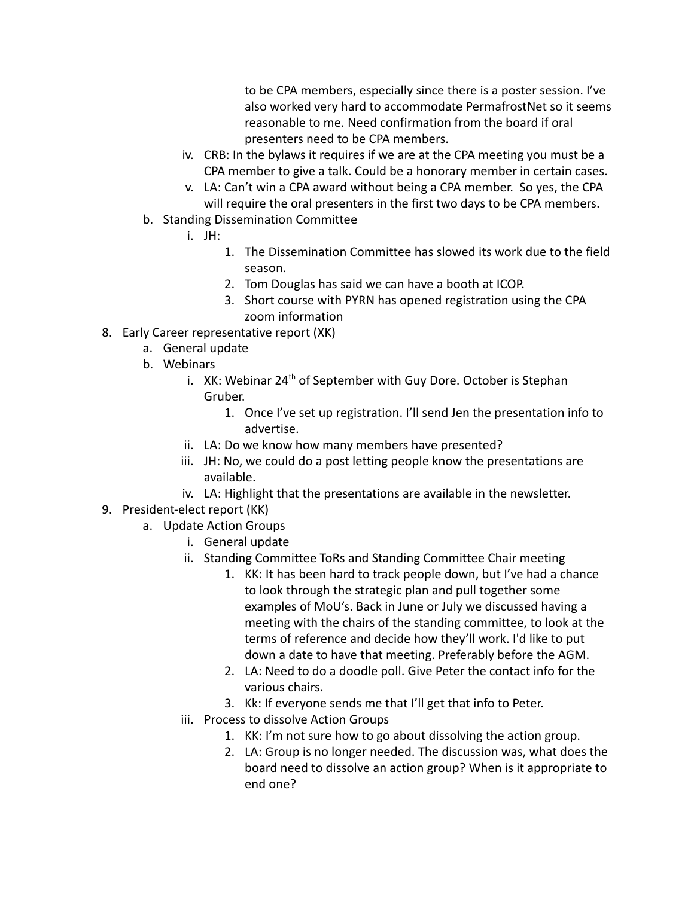to be CPA members, especially since there is a poster session. I've also worked very hard to accommodate PermafrostNet so it seems reasonable to me. Need confirmation from the board if oral presenters need to be CPA members.

   iv. CRB: In the bylaws it requires if we are at the CPA meeting you must be a CPA member to give a talk. Could be a honorary member in certain cases.
   v. LA: Can't win a CPA award without being a CPA member. So yes, the CPA will require the oral presenters in the first two days to be CPA members.

b. Standing Dissemination Committee
   i. JH:
      1. The Dissemination Committee has slowed its work due to the field season.
      2. Tom Douglas has said we can have a booth at ICOP.
      3. Short course with PYRN has opened registration using the CPA zoom information

8. Early Career representative report (XK)
   a. General update
   b. Webinars
      i. XK: Webinar 24th of September with Guy Dore. October is Stephan Gruber.
         1. Once I've set up registration. I'll send Jen the presentation info to advertise.
      ii. LA: Do we know how many members have presented?
      iii. JH: No, we could do a post letting people know the presentations are available.
      iv. LA: Highlight that the presentations are available in the newsletter.

9. President-elect report (KK)
   a. Update Action Groups
      i. General update
      ii. Standing Committee ToRs and Standing Committee Chair meeting
         1. KK: It has been hard to track people down, but I've had a chance to look through the strategic plan and pull together some examples of MoU's. Back in June or July we discussed having a meeting with the chairs of the standing committee, to look at the terms of reference and decide how they'll work. I'd like to put down a date to have that meeting. Preferably before the AGM.
         2. LA: Need to do a doodle poll. Give Peter the contact info for the various chairs.
         3. Kk: If everyone sends me that I'll get that info to Peter.
      iii. Process to dissolve Action Groups
         1. KK: I'm not sure how to go about dissolving the action group.
         2. LA: Group is no longer needed. The discussion was, what does the board need to dissolve an action group? When is it appropriate to end one?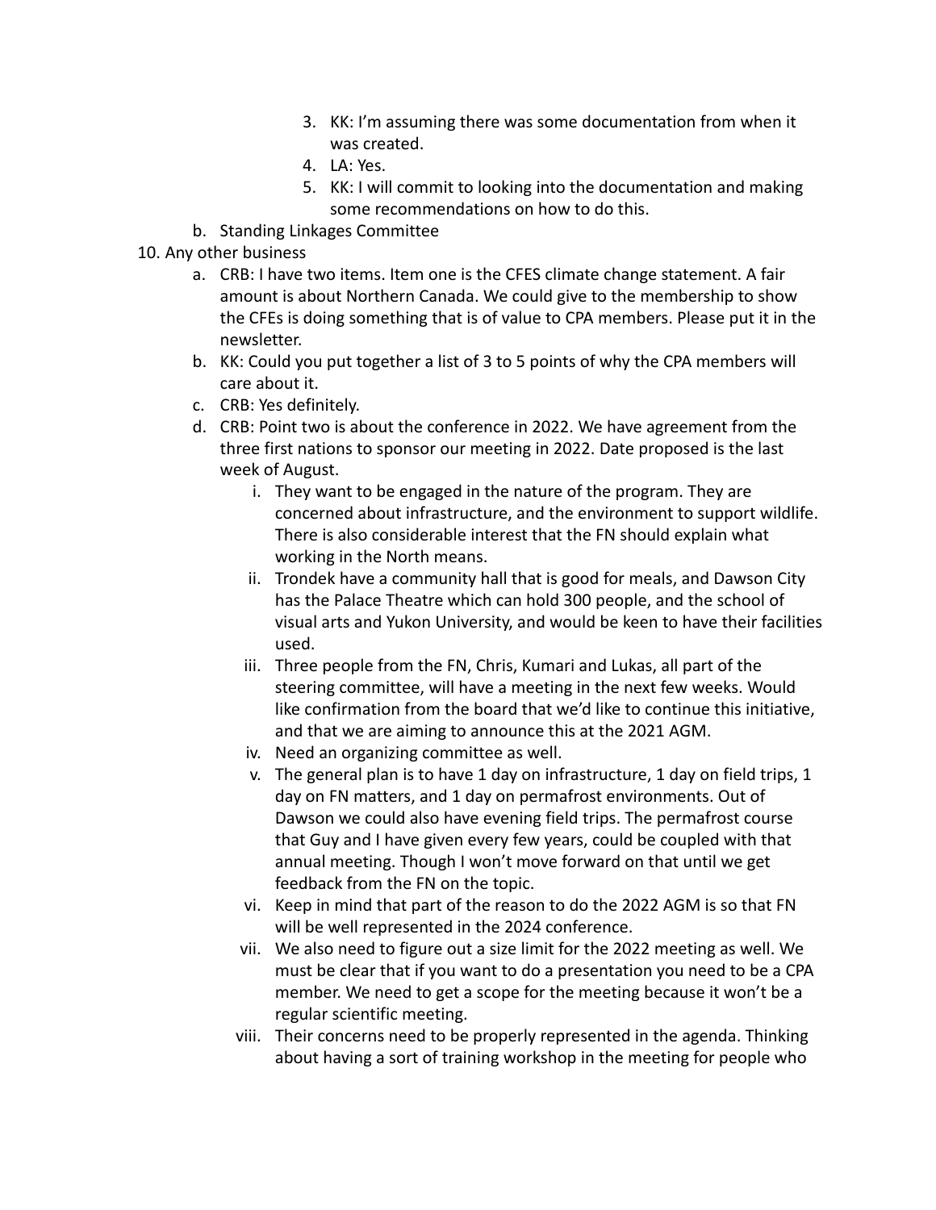3. KK: I'm assuming there was some documentation from when it was created.
      4. LA: Yes.
      5. KK: I will commit to looking into the documentation and making some recommendations on how to do this.
   b. Standing Linkages Committee

10. Any other business
   a. CRB: I have two items. Item one is the CFES climate change statement. A fair amount is about Northern Canada. We could give to the membership to show the CFEs is doing something that is of value to CPA members. Please put it in the newsletter.
   b. KK: Could you put together a list of 3 to 5 points of why the CPA members will care about it.
   c. CRB: Yes definitely.
   d. CRB: Point two is about the conference in 2022. We have agreement from the three first nations to sponsor our meeting in 2022. Date proposed is the last week of August.
      i. They want to be engaged in the nature of the program. They are concerned about infrastructure, and the environment to support wildlife. There is also considerable interest that the FN should explain what working in the North means.
      ii. Trondek have a community hall that is good for meals, and Dawson City has the Palace Theatre which can hold 300 people, and the school of visual arts and Yukon University, and would be keen to have their facilities used.
      iii. Three people from the FN, Chris, Kumari and Lukas, all part of the steering committee, will have a meeting in the next few weeks. Would like confirmation from the board that we'd like to continue this initiative, and that we are aiming to announce this at the 2021 AGM.
      iv. Need an organizing committee as well.
      v. The general plan is to have 1 day on infrastructure, 1 day on field trips, 1 day on FN matters, and 1 day on permafrost environments. Out of Dawson we could also have evening field trips. The permafrost course that Guy and I have given every few years, could be coupled with that annual meeting. Though I won't move forward on that until we get feedback from the FN on the topic.
      vi. Keep in mind that part of the reason to do the 2022 AGM is so that FN will be well represented in the 2024 conference.
      vii. We also need to figure out a size limit for the 2022 meeting as well. We must be clear that if you want to do a presentation you need to be a CPA member. We need to get a scope for the meeting because it won't be a regular scientific meeting.
      viii. Their concerns need to be properly represented in the agenda. Thinking about having a sort of training workshop in the meeting for people who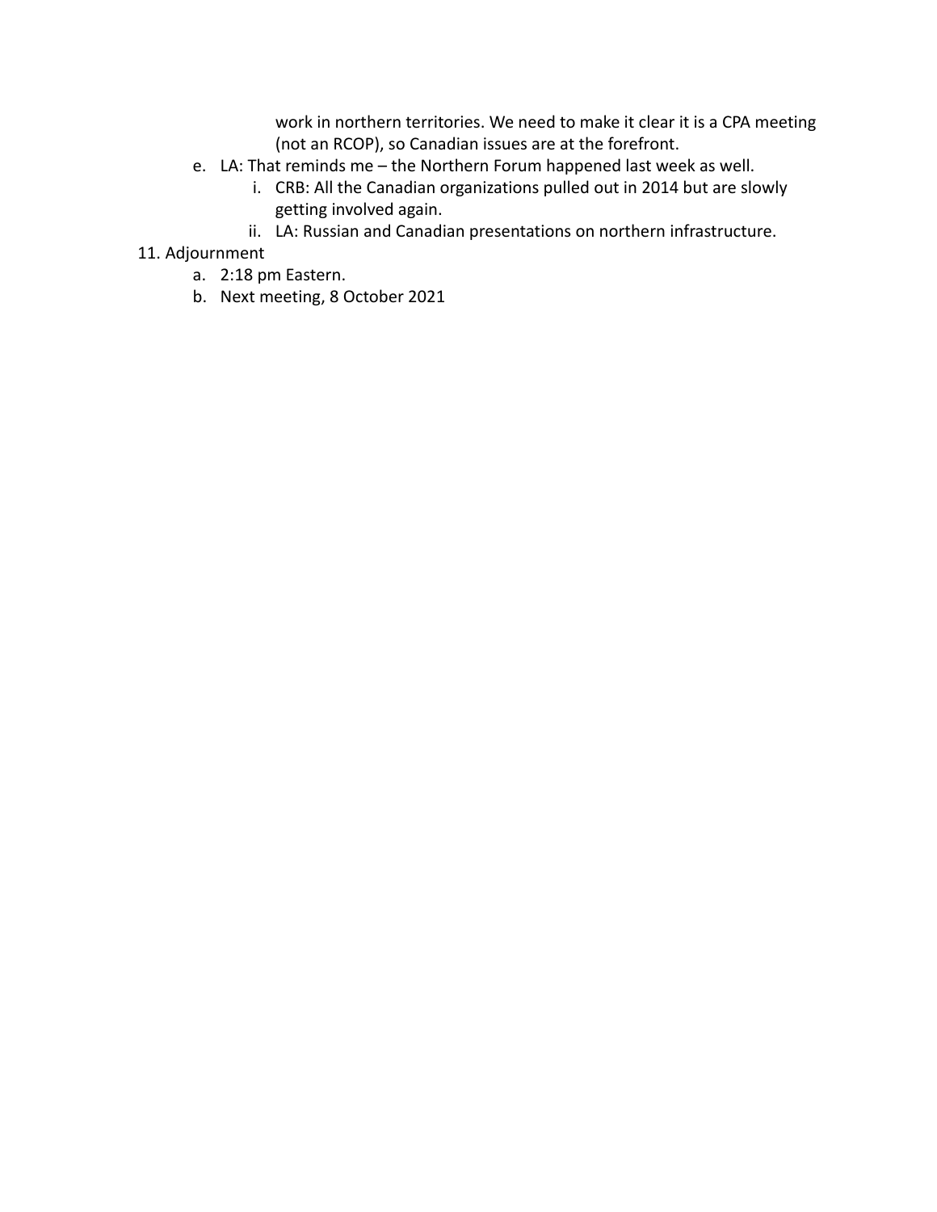work in northern territories. We need to make it clear it is a CPA meeting (not an RCOP), so Canadian issues are at the forefront.

e. LA: That reminds me – the Northern Forum happened last week as well.
    i. CRB: All the Canadian organizations pulled out in 2014 but are slowly getting involved again.
    ii. LA: Russian and Canadian presentations on northern infrastructure.

11. Adjournment
    a. 2:18 pm Eastern.
    b. Next meeting, 8 October 2021